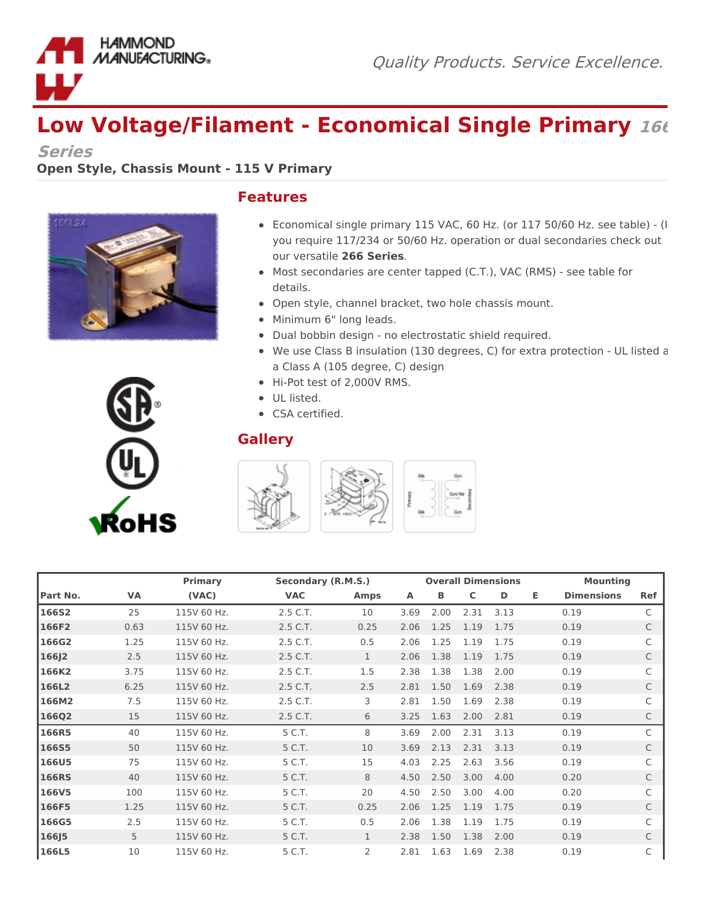# Low Voltage/Filament - Economical Single Primary *166 Series*

**Open Style, Chassis Mount - 115 V Primary**

## Features

- Economical single primary 115 VAC, 60 Hz. (or 117 50/60 Hz. see table) - (I you require 117/234 or 50/60 Hz. operation or dual secondaries check out our versatile **266 Series**.
- Most secondaries are center tapped (C.T.), VAC (RMS) - see table for details.
- Open style, channel bracket, two hole chassis mount.
- Minimum 6" long leads.
- Dual bobbin design - no electrostatic shield required.
- We use Class B insulation (130 degrees, C) for extra protection - UL listed a a Class A (105 degree, C) design
- Hi-Pot test of 2,000V RMS.
- UL listed.
- CSA certified.

## Gallery

| | | Primary | Secondary (R.M.S.) | | Overall Dimensions | | | | | Mounting | |
|---|---|---|---|---|---|---|---|---|---|---|---|
| **Part No.** | **VA** | **(VAC)** | **VAC** | **Amps** | **A** | **B** | **C** | **D** | **E** | **Dimensions** | **Ref** |
| **166S2** | 25 | 115V 60 Hz. | 2.5 C.T. | 10 | 3.69 | 2.00 | 2.31 | 3.13 | | 0.19 | C |
| **166F2** | 0.63 | 115V 60 Hz. | 2.5 C.T. | 0.25 | 2.06 | 1.25 | 1.19 | 1.75 | | 0.19 | C |
| **166G2** | 1.25 | 115V 60 Hz. | 2.5 C.T. | 0.5 | 2.06 | 1.25 | 1.19 | 1.75 | | 0.19 | C |
| **166J2** | 2.5 | 115V 60 Hz. | 2.5 C.T. | 1 | 2.06 | 1.38 | 1.19 | 1.75 | | 0.19 | C |
| **166K2** | 3.75 | 115V 60 Hz. | 2.5 C.T. | 1.5 | 2.38 | 1.38 | 1.38 | 2.00 | | 0.19 | C |
| **166L2** | 6.25 | 115V 60 Hz. | 2.5 C.T. | 2.5 | 2.81 | 1.50 | 1.69 | 2.38 | | 0.19 | C |
| **166M2** | 7.5 | 115V 60 Hz. | 2.5 C.T. | 3 | 2.81 | 1.50 | 1.69 | 2.38 | | 0.19 | C |
| **166Q2** | 15 | 115V 60 Hz. | 2.5 C.T. | 6 | 3.25 | 1.63 | 2.00 | 2.81 | | 0.19 | C |
| **166R5** | 40 | 115V 60 Hz. | 5 C.T. | 8 | 3.69 | 2.00 | 2.31 | 3.13 | | 0.19 | C |
| **166S5** | 50 | 115V 60 Hz. | 5 C.T. | 10 | 3.69 | 2.13 | 2.31 | 3.13 | | 0.19 | C |
| **166U5** | 75 | 115V 60 Hz. | 5 C.T. | 15 | 4.03 | 2.25 | 2.63 | 3.56 | | 0.19 | C |
| **166RS** | 40 | 115V 60 Hz. | 5 C.T. | 8 | 4.50 | 2.50 | 3.00 | 4.00 | | 0.20 | C |
| **166V5** | 100 | 115V 60 Hz. | 5 C.T. | 20 | 4.50 | 2.50 | 3.00 | 4.00 | | 0.20 | C |
| **166F5** | 1.25 | 115V 60 Hz. | 5 C.T. | 0.25 | 2.06 | 1.25 | 1.19 | 1.75 | | 0.19 | C |
| **166G5** | 2.5 | 115V 60 Hz. | 5 C.T. | 0.5 | 2.06 | 1.38 | 1.19 | 1.75 | | 0.19 | C |
| **166J5** | 5 | 115V 60 Hz. | 5 C.T. | 1 | 2.38 | 1.50 | 1.38 | 2.00 | | 0.19 | C |
| **166L5** | 10 | 115V 60 Hz. | 5 C.T. | 2 | 2.81 | 1.63 | 1.69 | 2.38 | | 0.19 | C |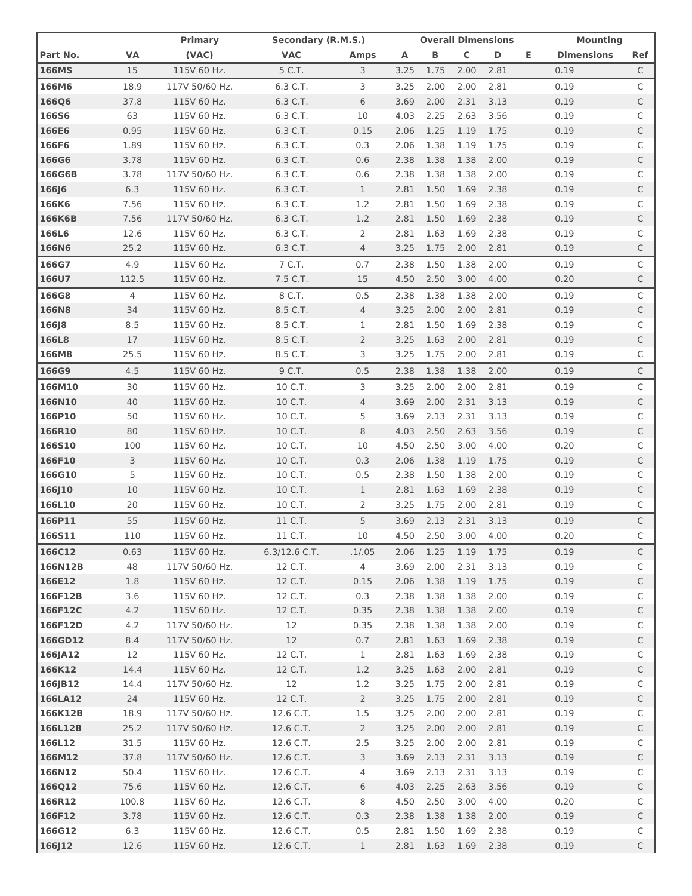| Part No. | VA | Primary (VAC) | Secondary (R.M.S.) VAC | Amps | A | B | C | D | E | Mounting Dimensions | Ref |
|---|---|---|---|---|---|---|---|---|---|---|---|
| **166MS** | 15 | 115V 60 Hz. | 5 C.T. | 3 | 3.25 | 1.75 | 2.00 | 2.81 | | 0.19 | C |
| **166M6** | 18.9 | 117V 50/60 Hz. | 6.3 C.T. | 3 | 3.25 | 2.00 | 2.00 | 2.81 | | 0.19 | C |
| **166Q6** | 37.8 | 115V 60 Hz. | 6.3 C.T. | 6 | 3.69 | 2.00 | 2.31 | 3.13 | | 0.19 | C |
| **166S6** | 63 | 115V 60 Hz. | 6.3 C.T. | 10 | 4.03 | 2.25 | 2.63 | 3.56 | | 0.19 | C |
| **166E6** | 0.95 | 115V 60 Hz. | 6.3 C.T. | 0.15 | 2.06 | 1.25 | 1.19 | 1.75 | | 0.19 | C |
| **166F6** | 1.89 | 115V 60 Hz. | 6.3 C.T. | 0.3 | 2.06 | 1.38 | 1.19 | 1.75 | | 0.19 | C |
| **166G6** | 3.78 | 115V 60 Hz. | 6.3 C.T. | 0.6 | 2.38 | 1.38 | 1.38 | 2.00 | | 0.19 | C |
| **166G6B** | 3.78 | 117V 50/60 Hz. | 6.3 C.T. | 0.6 | 2.38 | 1.38 | 1.38 | 2.00 | | 0.19 | C |
| **166J6** | 6.3 | 115V 60 Hz. | 6.3 C.T. | 1 | 2.81 | 1.50 | 1.69 | 2.38 | | 0.19 | C |
| **166K6** | 7.56 | 115V 60 Hz. | 6.3 C.T. | 1.2 | 2.81 | 1.50 | 1.69 | 2.38 | | 0.19 | C |
| **166K6B** | 7.56 | 117V 50/60 Hz. | 6.3 C.T. | 1.2 | 2.81 | 1.50 | 1.69 | 2.38 | | 0.19 | C |
| **166L6** | 12.6 | 115V 60 Hz. | 6.3 C.T. | 2 | 2.81 | 1.63 | 1.69 | 2.38 | | 0.19 | C |
| **166N6** | 25.2 | 115V 60 Hz. | 6.3 C.T. | 4 | 3.25 | 1.75 | 2.00 | 2.81 | | 0.19 | C |
| **166G7** | 4.9 | 115V 60 Hz. | 7 C.T. | 0.7 | 2.38 | 1.50 | 1.38 | 2.00 | | 0.19 | C |
| **166U7** | 112.5 | 115V 60 Hz. | 7.5 C.T. | 15 | 4.50 | 2.50 | 3.00 | 4.00 | | 0.20 | C |
| **166G8** | 4 | 115V 60 Hz. | 8 C.T. | 0.5 | 2.38 | 1.38 | 1.38 | 2.00 | | 0.19 | C |
| **166N8** | 34 | 115V 60 Hz. | 8.5 C.T. | 4 | 3.25 | 2.00 | 2.00 | 2.81 | | 0.19 | C |
| **166J8** | 8.5 | 115V 60 Hz. | 8.5 C.T. | 1 | 2.81 | 1.50 | 1.69 | 2.38 | | 0.19 | C |
| **166L8** | 17 | 115V 60 Hz. | 8.5 C.T. | 2 | 3.25 | 1.63 | 2.00 | 2.81 | | 0.19 | C |
| **166M8** | 25.5 | 115V 60 Hz. | 8.5 C.T. | 3 | 3.25 | 1.75 | 2.00 | 2.81 | | 0.19 | C |
| **166G9** | 4.5 | 115V 60 Hz. | 9 C.T. | 0.5 | 2.38 | 1.38 | 1.38 | 2.00 | | 0.19 | C |
| **166M10** | 30 | 115V 60 Hz. | 10 C.T. | 3 | 3.25 | 2.00 | 2.00 | 2.81 | | 0.19 | C |
| **166N10** | 40 | 115V 60 Hz. | 10 C.T. | 4 | 3.69 | 2.00 | 2.31 | 3.13 | | 0.19 | C |
| **166P10** | 50 | 115V 60 Hz. | 10 C.T. | 5 | 3.69 | 2.13 | 2.31 | 3.13 | | 0.19 | C |
| **166R10** | 80 | 115V 60 Hz. | 10 C.T. | 8 | 4.03 | 2.50 | 2.63 | 3.56 | | 0.19 | C |
| **166S10** | 100 | 115V 60 Hz. | 10 C.T. | 10 | 4.50 | 2.50 | 3.00 | 4.00 | | 0.20 | C |
| **166F10** | 3 | 115V 60 Hz. | 10 C.T. | 0.3 | 2.06 | 1.38 | 1.19 | 1.75 | | 0.19 | C |
| **166G10** | 5 | 115V 60 Hz. | 10 C.T. | 0.5 | 2.38 | 1.50 | 1.38 | 2.00 | | 0.19 | C |
| **166J10** | 10 | 115V 60 Hz. | 10 C.T. | 1 | 2.81 | 1.63 | 1.69 | 2.38 | | 0.19 | C |
| **166L10** | 20 | 115V 60 Hz. | 10 C.T. | 2 | 3.25 | 1.75 | 2.00 | 2.81 | | 0.19 | C |
| **166P11** | 55 | 115V 60 Hz. | 11 C.T. | 5 | 3.69 | 2.13 | 2.31 | 3.13 | | 0.19 | C |
| **166S11** | 110 | 115V 60 Hz. | 11 C.T. | 10 | 4.50 | 2.50 | 3.00 | 4.00 | | 0.20 | C |
| **166C12** | 0.63 | 115V 60 Hz. | 6.3/12.6 C.T. | .1/.05 | 2.06 | 1.25 | 1.19 | 1.75 | | 0.19 | C |
| **166N12B** | 48 | 117V 50/60 Hz. | 12 C.T. | 4 | 3.69 | 2.00 | 2.31 | 3.13 | | 0.19 | C |
| **166E12** | 1.8 | 115V 60 Hz. | 12 C.T. | 0.15 | 2.06 | 1.38 | 1.19 | 1.75 | | 0.19 | C |
| **166F12B** | 3.6 | 115V 60 Hz. | 12 C.T. | 0.3 | 2.38 | 1.38 | 1.38 | 2.00 | | 0.19 | C |
| **166F12C** | 4.2 | 115V 60 Hz. | 12 C.T. | 0.35 | 2.38 | 1.38 | 1.38 | 2.00 | | 0.19 | C |
| **166F12D** | 4.2 | 117V 50/60 Hz. | 12 | 0.35 | 2.38 | 1.38 | 1.38 | 2.00 | | 0.19 | C |
| **166GD12** | 8.4 | 117V 50/60 Hz. | 12 | 0.7 | 2.81 | 1.63 | 1.69 | 2.38 | | 0.19 | C |
| **166JA12** | 12 | 115V 60 Hz. | 12 C.T. | 1 | 2.81 | 1.63 | 1.69 | 2.38 | | 0.19 | C |
| **166K12** | 14.4 | 115V 60 Hz. | 12 C.T. | 1.2 | 3.25 | 1.63 | 2.00 | 2.81 | | 0.19 | C |
| **166JB12** | 14.4 | 117V 50/60 Hz. | 12 | 1.2 | 3.25 | 1.75 | 2.00 | 2.81 | | 0.19 | C |
| **166LA12** | 24 | 115V 60 Hz. | 12 C.T. | 2 | 3.25 | 1.75 | 2.00 | 2.81 | | 0.19 | C |
| **166K12B** | 18.9 | 117V 50/60 Hz. | 12.6 C.T. | 1.5 | 3.25 | 2.00 | 2.00 | 2.81 | | 0.19 | C |
| **166L12B** | 25.2 | 117V 50/60 Hz. | 12.6 C.T. | 2 | 3.25 | 2.00 | 2.00 | 2.81 | | 0.19 | C |
| **166L12** | 31.5 | 115V 60 Hz. | 12.6 C.T. | 2.5 | 3.25 | 2.00 | 2.00 | 2.81 | | 0.19 | C |
| **166M12** | 37.8 | 117V 50/60 Hz. | 12.6 C.T. | 3 | 3.69 | 2.13 | 2.31 | 3.13 | | 0.19 | C |
| **166N12** | 50.4 | 115V 60 Hz. | 12.6 C.T. | 4 | 3.69 | 2.13 | 2.31 | 3.13 | | 0.19 | C |
| **166Q12** | 75.6 | 115V 60 Hz. | 12.6 C.T. | 6 | 4.03 | 2.25 | 2.63 | 3.56 | | 0.19 | C |
| **166R12** | 100.8 | 115V 60 Hz. | 12.6 C.T. | 8 | 4.50 | 2.50 | 3.00 | 4.00 | | 0.20 | C |
| **166F12** | 3.78 | 115V 60 Hz. | 12.6 C.T. | 0.3 | 2.38 | 1.38 | 1.38 | 2.00 | | 0.19 | C |
| **166G12** | 6.3 | 115V 60 Hz. | 12.6 C.T. | 0.5 | 2.81 | 1.50 | 1.69 | 2.38 | | 0.19 | C |
| **166J12** | 12.6 | 115V 60 Hz. | 12.6 C.T. | 1 | 2.81 | 1.63 | 1.69 | 2.38 | | 0.19 | C |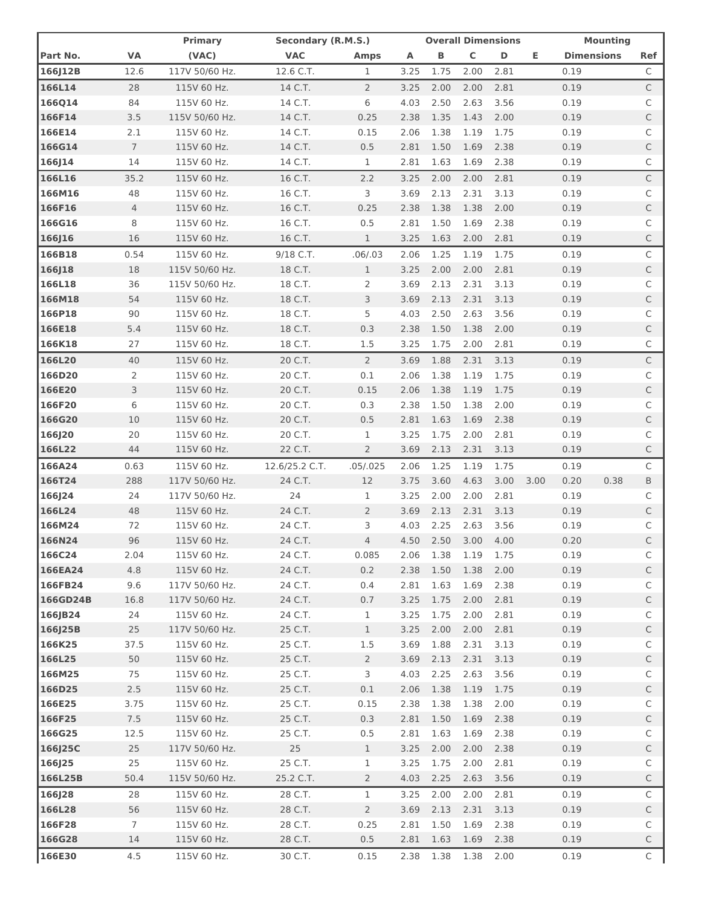| Part No. | VA | Primary (VAC) | Secondary (R.M.S.) VAC | Amps | A | B | C | D | E | Mounting Dimensions | | Ref |
|---|---|---|---|---|---|---|---|---|---|---|---|---|
| 166J12B | 12.6 | 117V 50/60 Hz. | 12.6 C.T. | 1 | 3.25 | 1.75 | 2.00 | 2.81 | | 0.19 | | C |
| 166L14 | 28 | 115V 60 Hz. | 14 C.T. | 2 | 3.25 | 2.00 | 2.00 | 2.81 | | 0.19 | | C |
| 166Q14 | 84 | 115V 60 Hz. | 14 C.T. | 6 | 4.03 | 2.50 | 2.63 | 3.56 | | 0.19 | | C |
| 166F14 | 3.5 | 115V 50/60 Hz. | 14 C.T. | 0.25 | 2.38 | 1.35 | 1.43 | 2.00 | | 0.19 | | C |
| 166E14 | 2.1 | 115V 60 Hz. | 14 C.T. | 0.15 | 2.06 | 1.38 | 1.19 | 1.75 | | 0.19 | | C |
| 166G14 | 7 | 115V 60 Hz. | 14 C.T. | 0.5 | 2.81 | 1.50 | 1.69 | 2.38 | | 0.19 | | C |
| 166J14 | 14 | 115V 60 Hz. | 14 C.T. | 1 | 2.81 | 1.63 | 1.69 | 2.38 | | 0.19 | | C |
| 166L16 | 35.2 | 115V 60 Hz. | 16 C.T. | 2.2 | 3.25 | 2.00 | 2.00 | 2.81 | | 0.19 | | C |
| 166M16 | 48 | 115V 60 Hz. | 16 C.T. | 3 | 3.69 | 2.13 | 2.31 | 3.13 | | 0.19 | | C |
| 166F16 | 4 | 115V 60 Hz. | 16 C.T. | 0.25 | 2.38 | 1.38 | 1.38 | 2.00 | | 0.19 | | C |
| 166G16 | 8 | 115V 60 Hz. | 16 C.T. | 0.5 | 2.81 | 1.50 | 1.69 | 2.38 | | 0.19 | | C |
| 166J16 | 16 | 115V 60 Hz. | 16 C.T. | 1 | 3.25 | 1.63 | 2.00 | 2.81 | | 0.19 | | C |
| 166B18 | 0.54 | 115V 60 Hz. | 9/18 C.T. | .06/.03 | 2.06 | 1.25 | 1.19 | 1.75 | | 0.19 | | C |
| 166J18 | 18 | 115V 50/60 Hz. | 18 C.T. | 1 | 3.25 | 2.00 | 2.00 | 2.81 | | 0.19 | | C |
| 166L18 | 36 | 115V 50/60 Hz. | 18 C.T. | 2 | 3.69 | 2.13 | 2.31 | 3.13 | | 0.19 | | C |
| 166M18 | 54 | 115V 60 Hz. | 18 C.T. | 3 | 3.69 | 2.13 | 2.31 | 3.13 | | 0.19 | | C |
| 166P18 | 90 | 115V 60 Hz. | 18 C.T. | 5 | 4.03 | 2.50 | 2.63 | 3.56 | | 0.19 | | C |
| 166E18 | 5.4 | 115V 60 Hz. | 18 C.T. | 0.3 | 2.38 | 1.50 | 1.38 | 2.00 | | 0.19 | | C |
| 166K18 | 27 | 115V 60 Hz. | 18 C.T. | 1.5 | 3.25 | 1.75 | 2.00 | 2.81 | | 0.19 | | C |
| 166L20 | 40 | 115V 60 Hz. | 20 C.T. | 2 | 3.69 | 1.88 | 2.31 | 3.13 | | 0.19 | | C |
| 166D20 | 2 | 115V 60 Hz. | 20 C.T. | 0.1 | 2.06 | 1.38 | 1.19 | 1.75 | | 0.19 | | C |
| 166E20 | 3 | 115V 60 Hz. | 20 C.T. | 0.15 | 2.06 | 1.38 | 1.19 | 1.75 | | 0.19 | | C |
| 166F20 | 6 | 115V 60 Hz. | 20 C.T. | 0.3 | 2.38 | 1.50 | 1.38 | 2.00 | | 0.19 | | C |
| 166G20 | 10 | 115V 60 Hz. | 20 C.T. | 0.5 | 2.81 | 1.63 | 1.69 | 2.38 | | 0.19 | | C |
| 166J20 | 20 | 115V 60 Hz. | 20 C.T. | 1 | 3.25 | 1.75 | 2.00 | 2.81 | | 0.19 | | C |
| 166L22 | 44 | 115V 60 Hz. | 22 C.T. | 2 | 3.69 | 2.13 | 2.31 | 3.13 | | 0.19 | | C |
| 166A24 | 0.63 | 115V 60 Hz. | 12.6/25.2 C.T. | .05/.025 | 2.06 | 1.25 | 1.19 | 1.75 | | 0.19 | | C |
| 166T24 | 288 | 117V 50/60 Hz. | 24 C.T. | 12 | 3.75 | 3.60 | 4.63 | 3.00 | 3.00 | 0.20 | 0.38 | B |
| 166J24 | 24 | 117V 50/60 Hz. | 24 | 1 | 3.25 | 2.00 | 2.00 | 2.81 | | 0.19 | | C |
| 166L24 | 48 | 115V 60 Hz. | 24 C.T. | 2 | 3.69 | 2.13 | 2.31 | 3.13 | | 0.19 | | C |
| 166M24 | 72 | 115V 60 Hz. | 24 C.T. | 3 | 4.03 | 2.25 | 2.63 | 3.56 | | 0.19 | | C |
| 166N24 | 96 | 115V 60 Hz. | 24 C.T. | 4 | 4.50 | 2.50 | 3.00 | 4.00 | | 0.20 | | C |
| 166C24 | 2.04 | 115V 60 Hz. | 24 C.T. | 0.085 | 2.06 | 1.38 | 1.19 | 1.75 | | 0.19 | | C |
| 166EA24 | 4.8 | 115V 60 Hz. | 24 C.T. | 0.2 | 2.38 | 1.50 | 1.38 | 2.00 | | 0.19 | | C |
| 166FB24 | 9.6 | 117V 50/60 Hz. | 24 C.T. | 0.4 | 2.81 | 1.63 | 1.69 | 2.38 | | 0.19 | | C |
| 166GD24B | 16.8 | 117V 50/60 Hz. | 24 C.T. | 0.7 | 3.25 | 1.75 | 2.00 | 2.81 | | 0.19 | | C |
| 166JB24 | 24 | 115V 60 Hz. | 24 C.T. | 1 | 3.25 | 1.75 | 2.00 | 2.81 | | 0.19 | | C |
| 166J25B | 25 | 117V 50/60 Hz. | 25 C.T. | 1 | 3.25 | 2.00 | 2.00 | 2.81 | | 0.19 | | C |
| 166K25 | 37.5 | 115V 60 Hz. | 25 C.T. | 1.5 | 3.69 | 1.88 | 2.31 | 3.13 | | 0.19 | | C |
| 166L25 | 50 | 115V 60 Hz. | 25 C.T. | 2 | 3.69 | 2.13 | 2.31 | 3.13 | | 0.19 | | C |
| 166M25 | 75 | 115V 60 Hz. | 25 C.T. | 3 | 4.03 | 2.25 | 2.63 | 3.56 | | 0.19 | | C |
| 166D25 | 2.5 | 115V 60 Hz. | 25 C.T. | 0.1 | 2.06 | 1.38 | 1.19 | 1.75 | | 0.19 | | C |
| 166E25 | 3.75 | 115V 60 Hz. | 25 C.T. | 0.15 | 2.38 | 1.38 | 1.38 | 2.00 | | 0.19 | | C |
| 166F25 | 7.5 | 115V 60 Hz. | 25 C.T. | 0.3 | 2.81 | 1.50 | 1.69 | 2.38 | | 0.19 | | C |
| 166G25 | 12.5 | 115V 60 Hz. | 25 C.T. | 0.5 | 2.81 | 1.63 | 1.69 | 2.38 | | 0.19 | | C |
| 166J25C | 25 | 117V 50/60 Hz. | 25 | 1 | 3.25 | 2.00 | 2.00 | 2.38 | | 0.19 | | C |
| 166J25 | 25 | 115V 60 Hz. | 25 C.T. | 1 | 3.25 | 1.75 | 2.00 | 2.81 | | 0.19 | | C |
| 166L25B | 50.4 | 115V 50/60 Hz. | 25.2 C.T. | 2 | 4.03 | 2.25 | 2.63 | 3.56 | | 0.19 | | C |
| 166J28 | 28 | 115V 60 Hz. | 28 C.T. | 1 | 3.25 | 2.00 | 2.00 | 2.81 | | 0.19 | | C |
| 166L28 | 56 | 115V 60 Hz. | 28 C.T. | 2 | 3.69 | 2.13 | 2.31 | 3.13 | | 0.19 | | C |
| 166F28 | 7 | 115V 60 Hz. | 28 C.T. | 0.25 | 2.81 | 1.50 | 1.69 | 2.38 | | 0.19 | | C |
| 166G28 | 14 | 115V 60 Hz. | 28 C.T. | 0.5 | 2.81 | 1.63 | 1.69 | 2.38 | | 0.19 | | C |
| 166E30 | 4.5 | 115V 60 Hz. | 30 C.T. | 0.15 | 2.38 | 1.38 | 1.38 | 2.00 | | 0.19 | | C |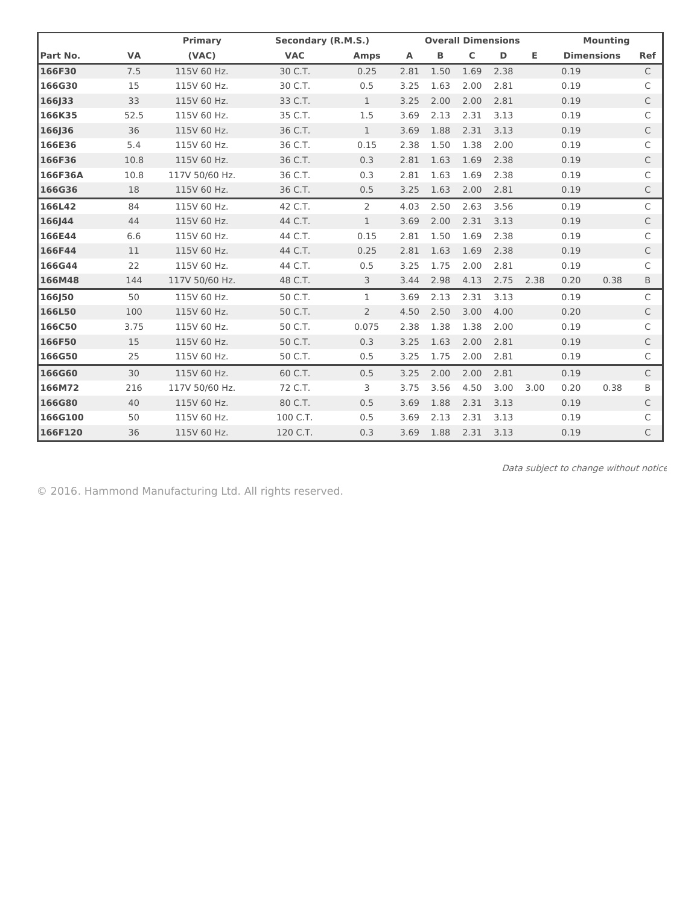| Part No. | VA | Primary (VAC) | Secondary (R.M.S.) VAC | Amps | A | B | C | D | E | Mounting Dimensions | | Ref |
|---|---|---|---|---|---|---|---|---|---|---|---|---|
| **166F30** | 7.5 | 115V 60 Hz. | 30 C.T. | 0.25 | 2.81 | 1.50 | 1.69 | 2.38 | | 0.19 | | C |
| **166G30** | 15 | 115V 60 Hz. | 30 C.T. | 0.5 | 3.25 | 1.63 | 2.00 | 2.81 | | 0.19 | | C |
| **166J33** | 33 | 115V 60 Hz. | 33 C.T. | 1 | 3.25 | 2.00 | 2.00 | 2.81 | | 0.19 | | C |
| **166K35** | 52.5 | 115V 60 Hz. | 35 C.T. | 1.5 | 3.69 | 2.13 | 2.31 | 3.13 | | 0.19 | | C |
| **166J36** | 36 | 115V 60 Hz. | 36 C.T. | 1 | 3.69 | 1.88 | 2.31 | 3.13 | | 0.19 | | C |
| **166E36** | 5.4 | 115V 60 Hz. | 36 C.T. | 0.15 | 2.38 | 1.50 | 1.38 | 2.00 | | 0.19 | | C |
| **166F36** | 10.8 | 115V 60 Hz. | 36 C.T. | 0.3 | 2.81 | 1.63 | 1.69 | 2.38 | | 0.19 | | C |
| **166F36A** | 10.8 | 117V 50/60 Hz. | 36 C.T. | 0.3 | 2.81 | 1.63 | 1.69 | 2.38 | | 0.19 | | C |
| **166G36** | 18 | 115V 60 Hz. | 36 C.T. | 0.5 | 3.25 | 1.63 | 2.00 | 2.81 | | 0.19 | | C |
| **166L42** | 84 | 115V 60 Hz. | 42 C.T. | 2 | 4.03 | 2.50 | 2.63 | 3.56 | | 0.19 | | C |
| **166J44** | 44 | 115V 60 Hz. | 44 C.T. | 1 | 3.69 | 2.00 | 2.31 | 3.13 | | 0.19 | | C |
| **166E44** | 6.6 | 115V 60 Hz. | 44 C.T. | 0.15 | 2.81 | 1.50 | 1.69 | 2.38 | | 0.19 | | C |
| **166F44** | 11 | 115V 60 Hz. | 44 C.T. | 0.25 | 2.81 | 1.63 | 1.69 | 2.38 | | 0.19 | | C |
| **166G44** | 22 | 115V 60 Hz. | 44 C.T. | 0.5 | 3.25 | 1.75 | 2.00 | 2.81 | | 0.19 | | C |
| **166M48** | 144 | 117V 50/60 Hz. | 48 C.T. | 3 | 3.44 | 2.98 | 4.13 | 2.75 | 2.38 | 0.20 | 0.38 | B |
| **166J50** | 50 | 115V 60 Hz. | 50 C.T. | 1 | 3.69 | 2.13 | 2.31 | 3.13 | | 0.19 | | C |
| **166L50** | 100 | 115V 60 Hz. | 50 C.T. | 2 | 4.50 | 2.50 | 3.00 | 4.00 | | 0.20 | | C |
| **166C50** | 3.75 | 115V 60 Hz. | 50 C.T. | 0.075 | 2.38 | 1.38 | 1.38 | 2.00 | | 0.19 | | C |
| **166F50** | 15 | 115V 60 Hz. | 50 C.T. | 0.3 | 3.25 | 1.63 | 2.00 | 2.81 | | 0.19 | | C |
| **166G50** | 25 | 115V 60 Hz. | 50 C.T. | 0.5 | 3.25 | 1.75 | 2.00 | 2.81 | | 0.19 | | C |
| **166G60** | 30 | 115V 60 Hz. | 60 C.T. | 0.5 | 3.25 | 2.00 | 2.00 | 2.81 | | 0.19 | | C |
| **166M72** | 216 | 117V 50/60 Hz. | 72 C.T. | 3 | 3.75 | 3.56 | 4.50 | 3.00 | 3.00 | 0.20 | 0.38 | B |
| **166G80** | 40 | 115V 60 Hz. | 80 C.T. | 0.5 | 3.69 | 1.88 | 2.31 | 3.13 | | 0.19 | | C |
| **166G100** | 50 | 115V 60 Hz. | 100 C.T. | 0.5 | 3.69 | 2.13 | 2.31 | 3.13 | | 0.19 | | C |
| **166F120** | 36 | 115V 60 Hz. | 120 C.T. | 0.3 | 3.69 | 1.88 | 2.31 | 3.13 | | 0.19 | | C |

*Data subject to change without notice*

© 2016. Hammond Manufacturing Ltd. All rights reserved.